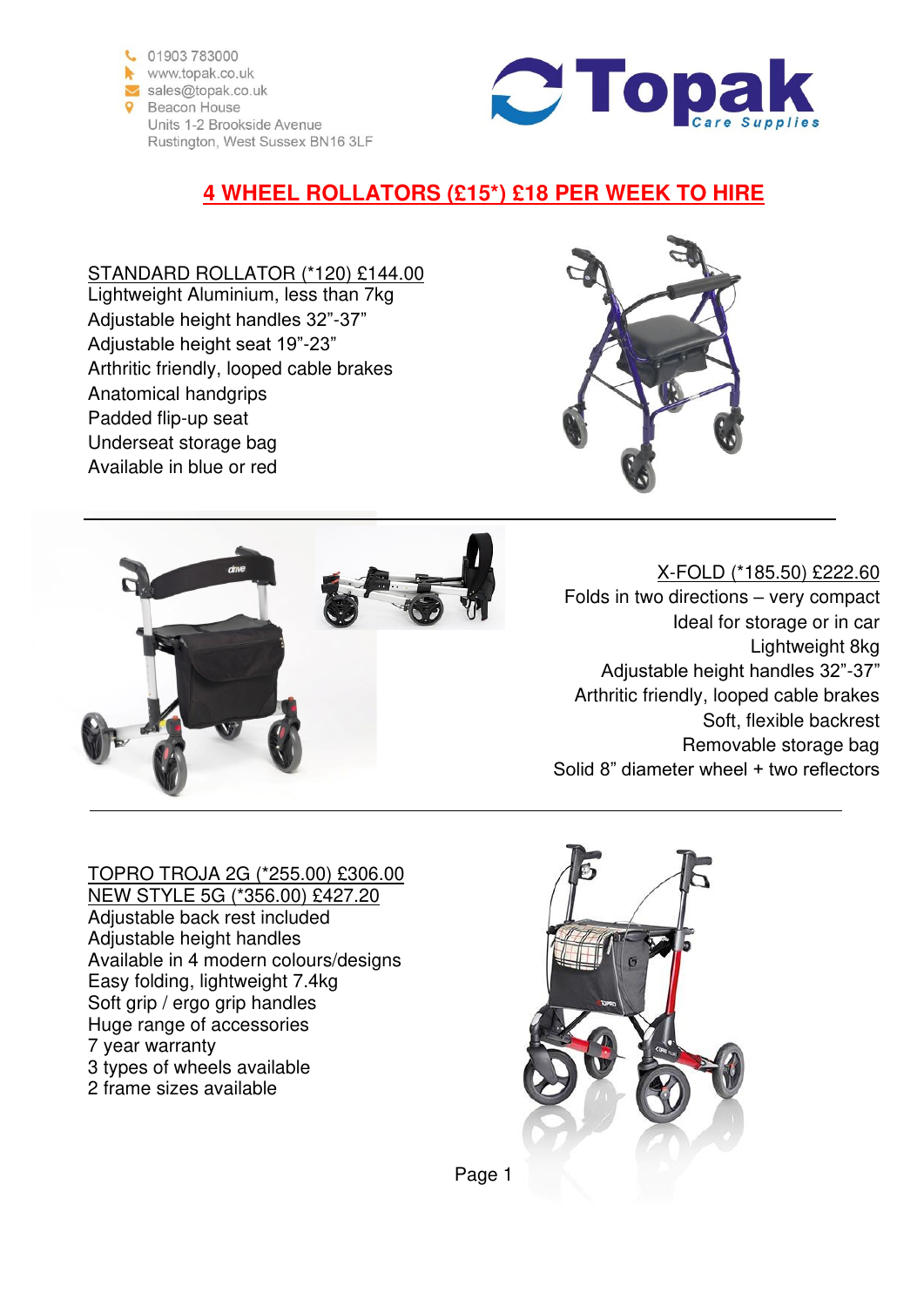01903 783000
www.topak.co.uk
sales@topak.co.uk
Beacon House
Units 1-2 Brookside Avenue
Rustington, West Sussex BN16 3LF

**Topak** Care Supplies

# 4 WHEEL ROLLATORS (£15*) £18 PER WEEK TO HIRE

## STANDARD ROLLATOR (*120) £144.00

Lightweight Aluminium, less than 7kg
Adjustable height handles 32"-37"
Adjustable height seat 19"-23"
Arthritic friendly, looped cable brakes
Anatomical handgrips
Padded flip-up seat
Underseat storage bag
Available in blue or red

---

## X-FOLD (*185.50) £222.60

Folds in two directions – very compact
Ideal for storage or in car
Lightweight 8kg
Adjustable height handles 32"-37"
Arthritic friendly, looped cable brakes
Soft, flexible backrest
Removable storage bag
Solid 8" diameter wheel + two reflectors

---

## TOPRO TROJA 2G (*255.00) £306.00
## NEW STYLE 5G (*356.00) £427.20

Adjustable back rest included
Adjustable height handles
Available in 4 modern colours/designs
Easy folding, lightweight 7.4kg
Soft grip / ergo grip handles
Huge range of accessories
7 year warranty
3 types of wheels available
2 frame sizes available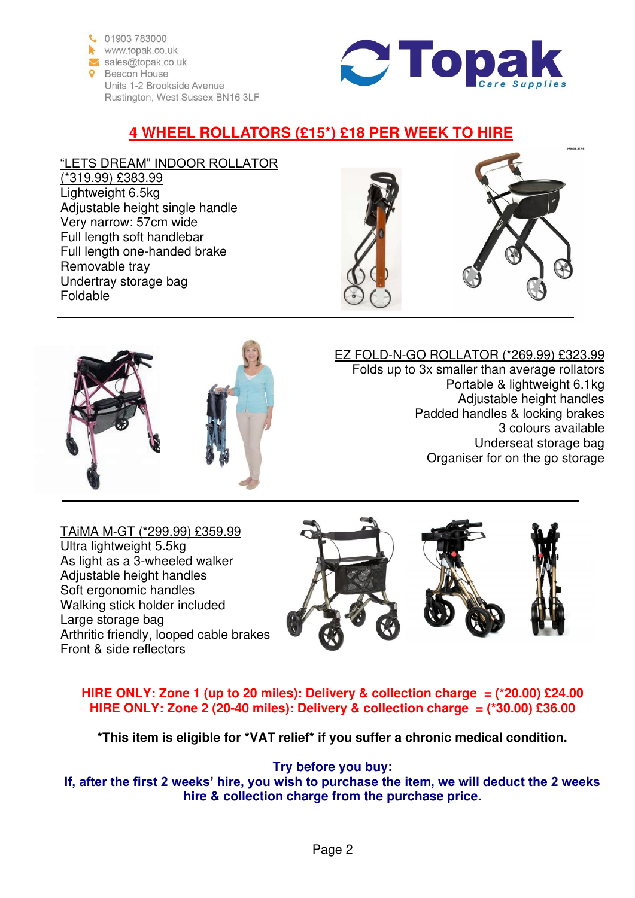01903 783000
www.topak.co.uk
sales@topak.co.uk
Beacon House
Units 1-2 Brookside Avenue
Rustington, West Sussex BN16 3LF

Topak Care Supplies

# 4 WHEEL ROLLATORS (£15*) £18 PER WEEK TO HIRE

## "LETS DREAM" INDOOR ROLLATOR (*319.99) £383.99

Lightweight 6.5kg
Adjustable height single handle
Very narrow: 57cm wide
Full length soft handlebar
Full length one-handed brake
Removable tray
Undertray storage bag
Foldable

## EZ FOLD-N-GO ROLLATOR (*269.99) £323.99

Folds up to 3x smaller than average rollators
Portable & lightweight 6.1kg
Adjustable height handles
Padded handles & locking brakes
3 colours available
Underseat storage bag
Organiser for on the go storage

## TAiMA M-GT (*299.99) £359.99

Ultra lightweight 5.5kg
As light as a 3-wheeled walker
Adjustable height handles
Soft ergonomic handles
Walking stick holder included
Large storage bag
Arthritic friendly, looped cable brakes
Front & side reflectors

**HIRE ONLY: Zone 1 (up to 20 miles): Delivery & collection charge = (*20.00) £24.00**
**HIRE ONLY: Zone 2 (20-40 miles): Delivery & collection charge = (*30.00) £36.00**

***This item is eligible for *VAT relief* if you suffer a chronic medical condition.**

**Try before you buy:**
**If, after the first 2 weeks' hire, you wish to purchase the item, we will deduct the 2 weeks hire & collection charge from the purchase price.**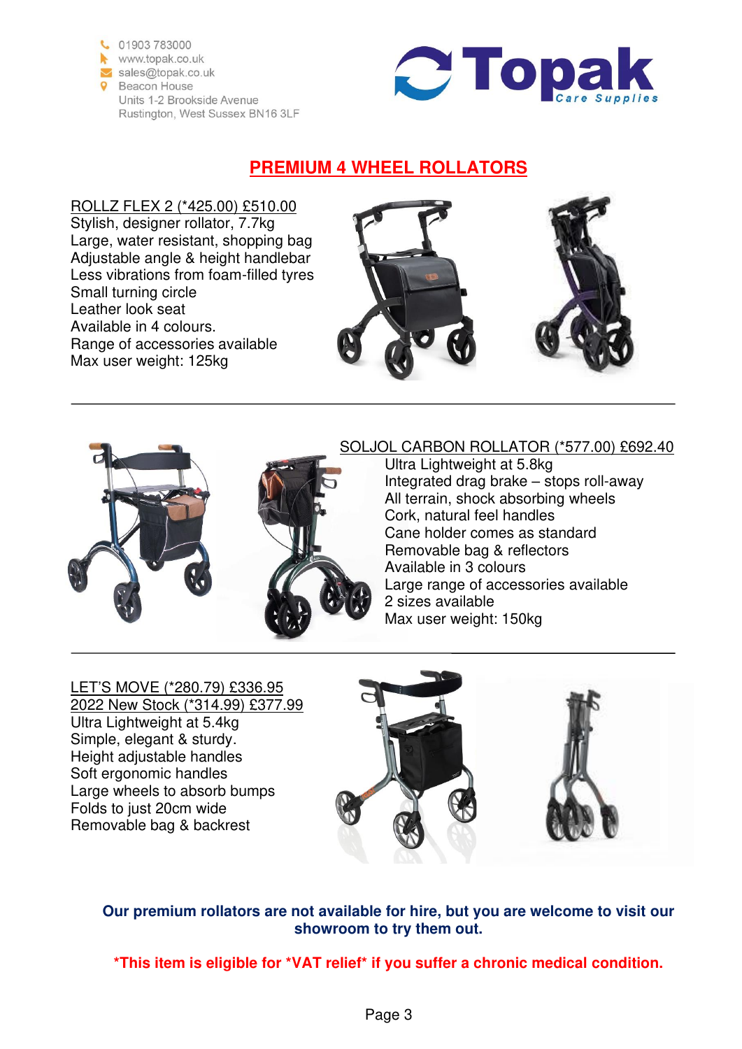01903 783000
www.topak.co.uk
sales@topak.co.uk
Beacon House
Units 1-2 Brookside Avenue
Rustington, West Sussex BN16 3LF

Topak Care Supplies

# PREMIUM 4 WHEEL ROLLATORS

ROLLZ FLEX 2 (*425.00) £510.00
Stylish, designer rollator, 7.7kg
Large, water resistant, shopping bag
Adjustable angle & height handlebar
Less vibrations from foam-filled tyres
Small turning circle
Leather look seat
Available in 4 colours.
Range of accessories available
Max user weight: 125kg

---

SOLJOL CARBON ROLLATOR (*577.00) £692.40
Ultra Lightweight at 5.8kg
Integrated drag brake – stops roll-away
All terrain, shock absorbing wheels
Cork, natural feel handles
Cane holder comes as standard
Removable bag & reflectors
Available in 3 colours
Large range of accessories available
2 sizes available
Max user weight: 150kg

---

LET'S MOVE (*280.79) £336.95
2022 New Stock (*314.99) £377.99
Ultra Lightweight at 5.4kg
Simple, elegant & sturdy.
Height adjustable handles
Soft ergonomic handles
Large wheels to absorb bumps
Folds to just 20cm wide
Removable bag & backrest

**Our premium rollators are not available for hire, but you are welcome to visit our showroom to try them out.**

**\*This item is eligible for \*VAT relief\* if you suffer a chronic medical condition.**